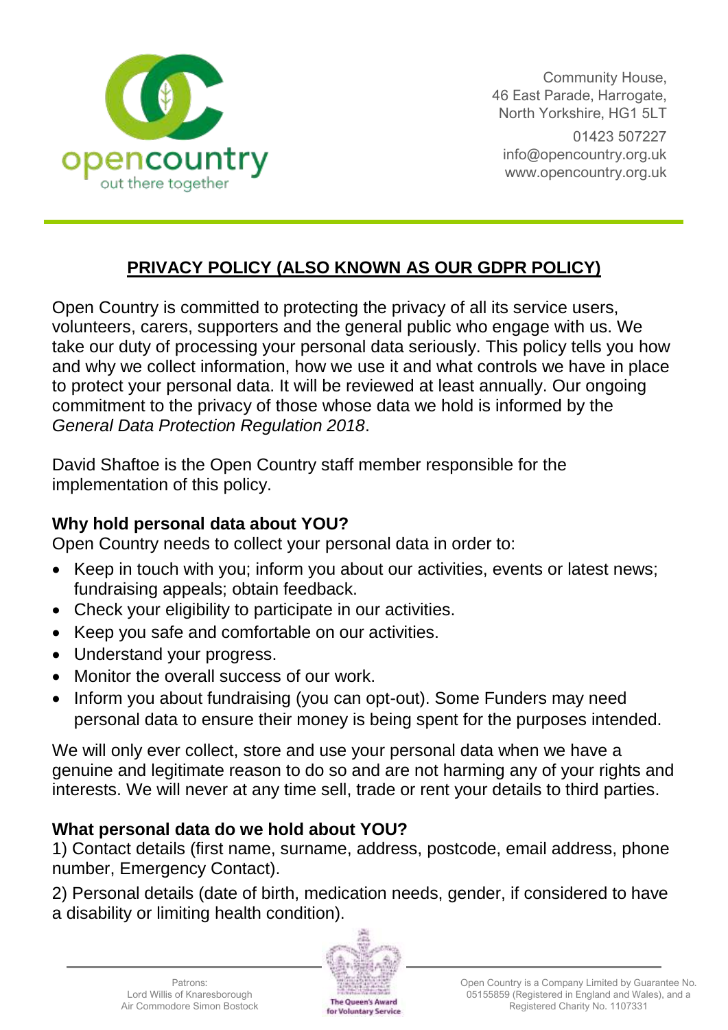Community House,
46 East Parade, Harrogate,
North Yorkshire, HG1 5LT

01423 507227
info@opencountry.org.uk
www.opencountry.org.uk

# PRIVACY POLICY (ALSO KNOWN AS OUR GDPR POLICY)

Open Country is committed to protecting the privacy of all its service users, volunteers, carers, supporters and the general public who engage with us. We take our duty of processing your personal data seriously. This policy tells you how and why we collect information, how we use it and what controls we have in place to protect your personal data. It will be reviewed at least annually. Our ongoing commitment to the privacy of those whose data we hold is informed by the *General Data Protection Regulation 2018*.

David Shaftoe is the Open Country staff member responsible for the implementation of this policy.

### Why hold personal data about YOU?

Open Country needs to collect your personal data in order to:

- Keep in touch with you; inform you about our activities, events or latest news; fundraising appeals; obtain feedback.
- Check your eligibility to participate in our activities.
- Keep you safe and comfortable on our activities.
- Understand your progress.
- Monitor the overall success of our work.
- Inform you about fundraising (you can opt-out). Some Funders may need personal data to ensure their money is being spent for the purposes intended.

We will only ever collect, store and use your personal data when we have a genuine and legitimate reason to do so and are not harming any of your rights and interests. We will never at any time sell, trade or rent your details to third parties.

### What personal data do we hold about YOU?

1) Contact details (first name, surname, address, postcode, email address, phone number, Emergency Contact).

2) Personal details (date of birth, medication needs, gender, if considered to have a disability or limiting health condition).

Patrons:
Lord Willis of Knaresborough
Air Commodore Simon Bostock

Open Country is a Company Limited by Guarantee No. 05155859 (Registered in England and Wales), and a Registered Charity No. 1107331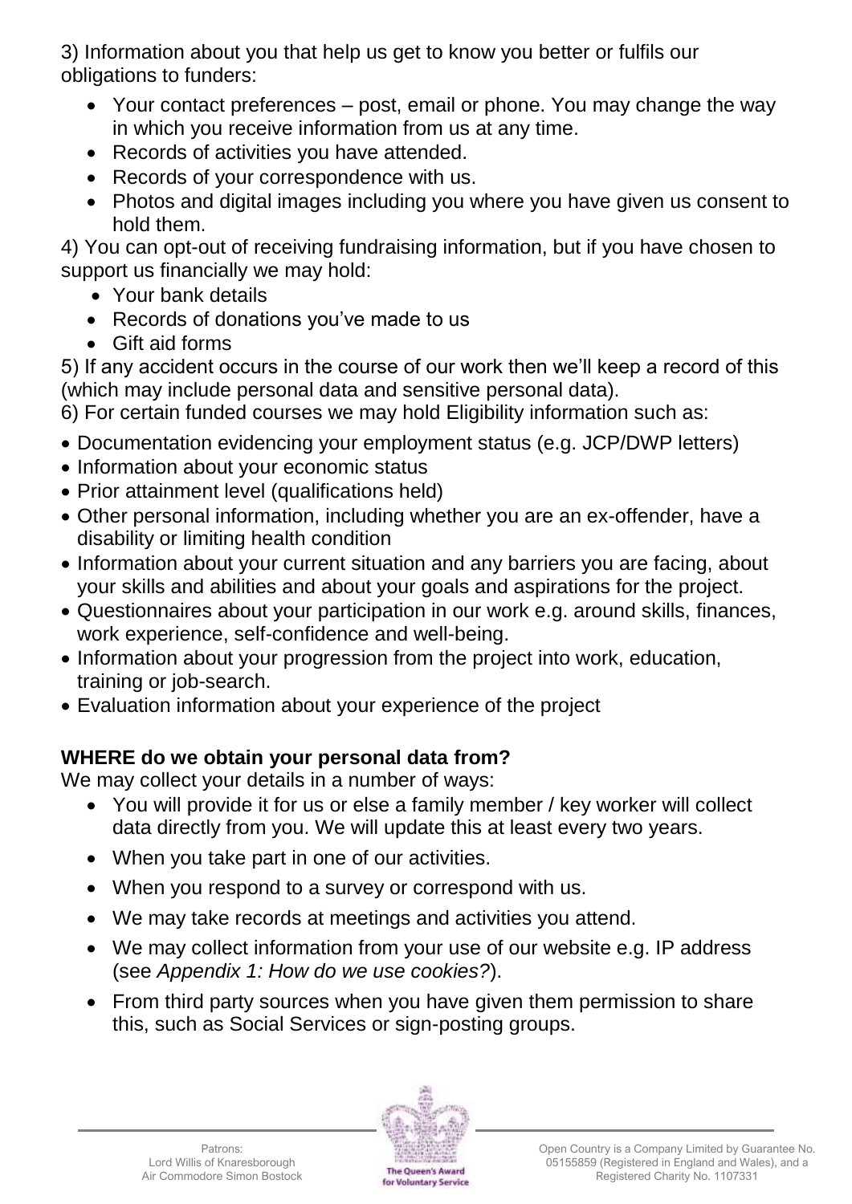3) Information about you that help us get to know you better or fulfils our obligations to funders:

- Your contact preferences – post, email or phone. You may change the way in which you receive information from us at any time.
- Records of activities you have attended.
- Records of your correspondence with us.
- Photos and digital images including you where you have given us consent to hold them.

4) You can opt-out of receiving fundraising information, but if you have chosen to support us financially we may hold:

- Your bank details
- Records of donations you've made to us
- Gift aid forms

5) If any accident occurs in the course of our work then we'll keep a record of this (which may include personal data and sensitive personal data).

6) For certain funded courses we may hold Eligibility information such as:

- Documentation evidencing your employment status (e.g. JCP/DWP letters)
- Information about your economic status
- Prior attainment level (qualifications held)
- Other personal information, including whether you are an ex-offender, have a disability or limiting health condition
- Information about your current situation and any barriers you are facing, about your skills and abilities and about your goals and aspirations for the project.
- Questionnaires about your participation in our work e.g. around skills, finances, work experience, self-confidence and well-being.
- Information about your progression from the project into work, education, training or job-search.
- Evaluation information about your experience of the project

**WHERE do we obtain your personal data from?**

We may collect your details in a number of ways:

- You will provide it for us or else a family member / key worker will collect data directly from you. We will update this at least every two years.
- When you take part in one of our activities.
- When you respond to a survey or correspond with us.
- We may take records at meetings and activities you attend.
- We may collect information from your use of our website e.g. IP address (see *Appendix 1: How do we use cookies?*).
- From third party sources when you have given them permission to share this, such as Social Services or sign-posting groups.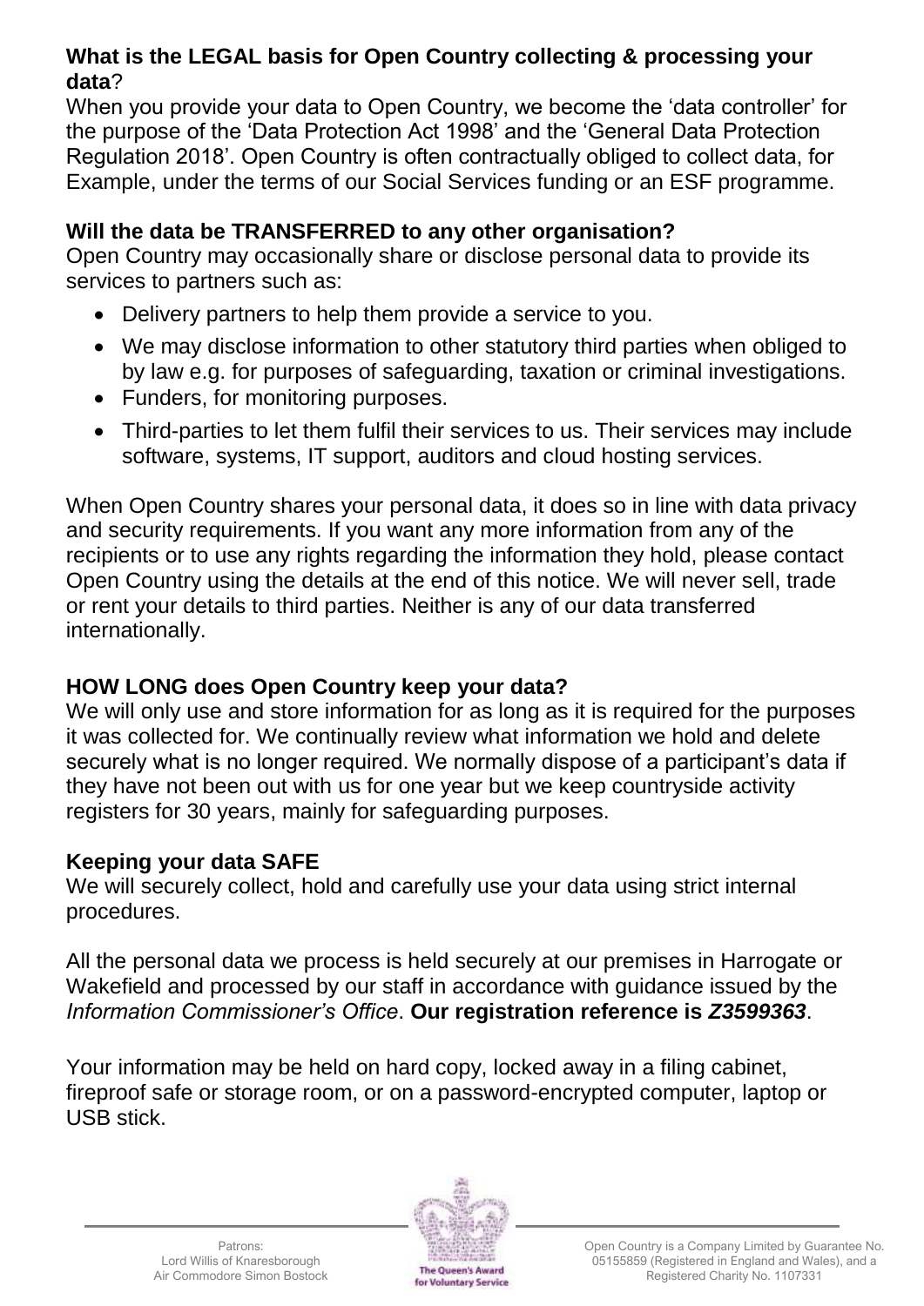**What is the LEGAL basis for Open Country collecting & processing your data**?

When you provide your data to Open Country, we become the 'data controller' for the purpose of the 'Data Protection Act 1998' and the 'General Data Protection Regulation 2018'. Open Country is often contractually obliged to collect data, for Example, under the terms of our Social Services funding or an ESF programme.

**Will the data be TRANSFERRED to any other organisation?**

Open Country may occasionally share or disclose personal data to provide its services to partners such as:

- Delivery partners to help them provide a service to you.
- We may disclose information to other statutory third parties when obliged to by law e.g. for purposes of safeguarding, taxation or criminal investigations.
- Funders, for monitoring purposes.
- Third-parties to let them fulfil their services to us. Their services may include software, systems, IT support, auditors and cloud hosting services.

When Open Country shares your personal data, it does so in line with data privacy and security requirements. If you want any more information from any of the recipients or to use any rights regarding the information they hold, please contact Open Country using the details at the end of this notice. We will never sell, trade or rent your details to third parties. Neither is any of our data transferred internationally.

**HOW LONG does Open Country keep your data?**

We will only use and store information for as long as it is required for the purposes it was collected for. We continually review what information we hold and delete securely what is no longer required. We normally dispose of a participant's data if they have not been out with us for one year but we keep countryside activity registers for 30 years, mainly for safeguarding purposes.

**Keeping your data SAFE**

We will securely collect, hold and carefully use your data using strict internal procedures.

All the personal data we process is held securely at our premises in Harrogate or Wakefield and processed by our staff in accordance with guidance issued by the *Information Commissioner's Office*. **Our registration reference is *Z3599363***.

Your information may be held on hard copy, locked away in a filing cabinet, fireproof safe or storage room, or on a password-encrypted computer, laptop or USB stick.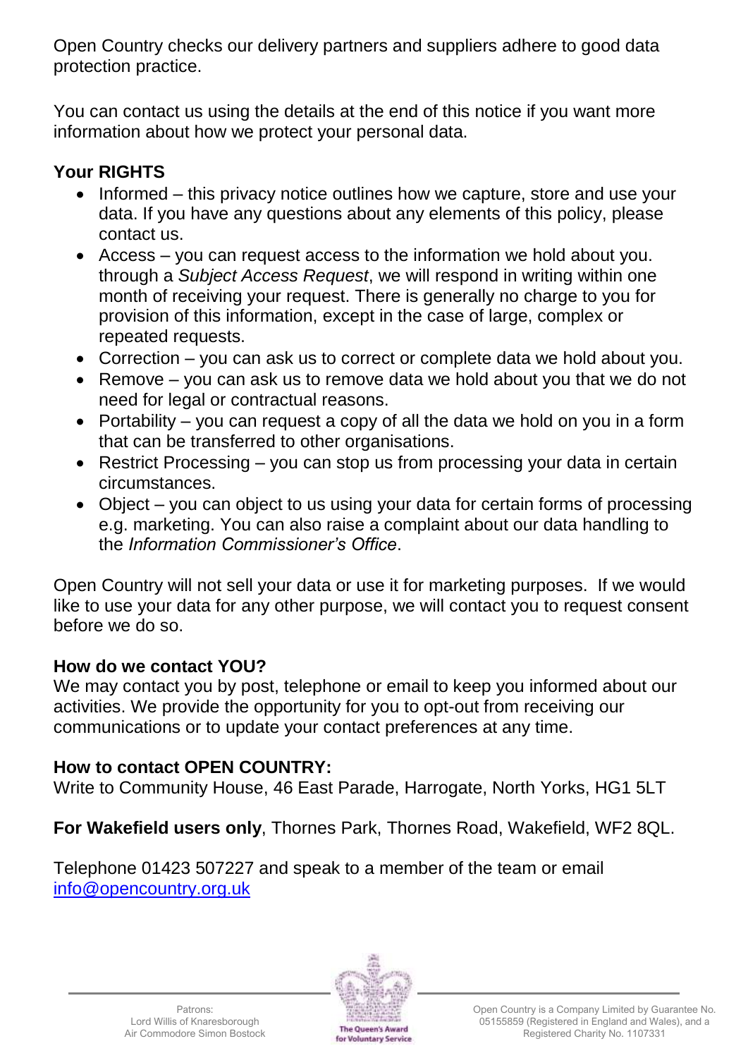Open Country checks our delivery partners and suppliers adhere to good data protection practice.

You can contact us using the details at the end of this notice if you want more information about how we protect your personal data.

**Your RIGHTS**

- Informed – this privacy notice outlines how we capture, store and use your data. If you have any questions about any elements of this policy, please contact us.
- Access – you can request access to the information we hold about you. through a *Subject Access Request*, we will respond in writing within one month of receiving your request. There is generally no charge to you for provision of this information, except in the case of large, complex or repeated requests.
- Correction – you can ask us to correct or complete data we hold about you.
- Remove – you can ask us to remove data we hold about you that we do not need for legal or contractual reasons.
- Portability – you can request a copy of all the data we hold on you in a form that can be transferred to other organisations.
- Restrict Processing – you can stop us from processing your data in certain circumstances.
- Object – you can object to us using your data for certain forms of processing e.g. marketing. You can also raise a complaint about our data handling to the *Information Commissioner's Office*.

Open Country will not sell your data or use it for marketing purposes. If we would like to use your data for any other purpose, we will contact you to request consent before we do so.

**How do we contact YOU?**

We may contact you by post, telephone or email to keep you informed about our activities. We provide the opportunity for you to opt-out from receiving our communications or to update your contact preferences at any time.

**How to contact OPEN COUNTRY:**

Write to Community House, 46 East Parade, Harrogate, North Yorks, HG1 5LT

**For Wakefield users only**, Thornes Park, Thornes Road, Wakefield, WF2 8QL.

Telephone 01423 507227 and speak to a member of the team or email [info@opencountry.org.uk](mailto:info@opencountry.org.uk)

Patrons:
Lord Willis of Knaresborough
Air Commodore Simon Bostock

The Queen's Award for Voluntary Service

Open Country is a Company Limited by Guarantee No. 05155859 (Registered in England and Wales), and a Registered Charity No. 1107331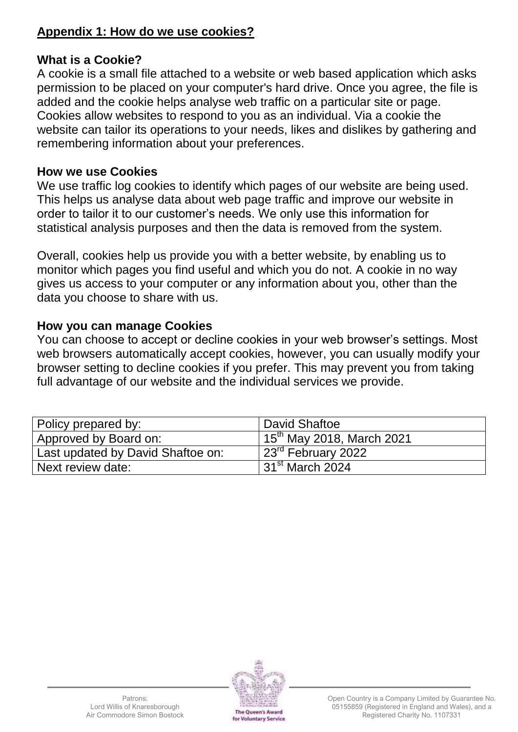**Appendix 1: How do we use cookies?**

**What is a Cookie?**

A cookie is a small file attached to a website or web based application which asks permission to be placed on your computer's hard drive. Once you agree, the file is added and the cookie helps analyse web traffic on a particular site or page. Cookies allow websites to respond to you as an individual. Via a cookie the website can tailor its operations to your needs, likes and dislikes by gathering and remembering information about your preferences.

**How we use Cookies**

We use traffic log cookies to identify which pages of our website are being used. This helps us analyse data about web page traffic and improve our website in order to tailor it to our customer's needs. We only use this information for statistical analysis purposes and then the data is removed from the system.

Overall, cookies help us provide you with a better website, by enabling us to monitor which pages you find useful and which you do not. A cookie in no way gives us access to your computer or any information about you, other than the data you choose to share with us.

**How you can manage Cookies**

You can choose to accept or decline cookies in your web browser's settings. Most web browsers automatically accept cookies, however, you can usually modify your browser setting to decline cookies if you prefer. This may prevent you from taking full advantage of our website and the individual services we provide.

| | |
|---|---|
| Policy prepared by: | David Shaftoe |
| Approved by Board on: | 15th May 2018, March 2021 |
| Last updated by David Shaftoe on: | 23rd February 2022 |
| Next review date: | 31st March 2024 |

Patrons:
Lord Willis of Knaresborough
Air Commodore Simon Bostock

The Queen's Award for Voluntary Service

Open Country is a Company Limited by Guarantee No. 05155859 (Registered in England and Wales), and a Registered Charity No. 1107331